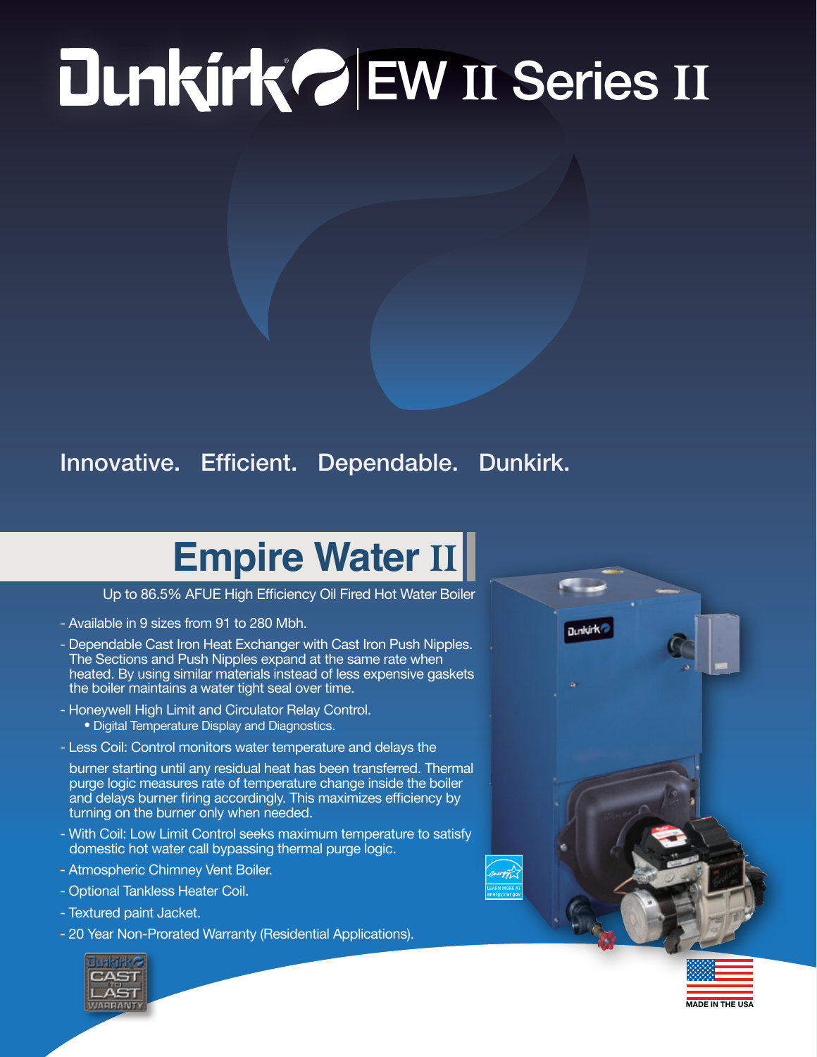# Dunkirk EW II Series II

Innovative. Efficient. Dependable. Dunkirk.

## Empire Water II

Up to 86.5% AFUE High Efficiency Oil Fired Hot Water Boiler

- Available in 9 sizes from 91 to 280 Mbh.
- Dependable Cast Iron Heat Exchanger with Cast Iron Push Nipples. The Sections and Push Nipples expand at the same rate when heated. By using similar materials instead of less expensive gaskets the boiler maintains a water tight seal over time.
- Honeywell High Limit and Circulator Relay Control.
  - Digital Temperature Display and Diagnostics.
- Less Coil: Control monitors water temperature and delays the burner starting until any residual heat has been transferred. Thermal purge logic measures rate of temperature change inside the boiler and delays burner firing accordingly. This maximizes efficiency by turning on the burner only when needed.
- With Coil: Low Limit Control seeks maximum temperature to satisfy domestic hot water call bypassing thermal purge logic.
- Atmospheric Chimney Vent Boiler.
- Optional Tankless Heater Coil.
- Textured paint Jacket.
- 20 Year Non-Prorated Warranty (Residential Applications).

Dunkirk CAST TO LAST WARRANTY

MADE IN THE USA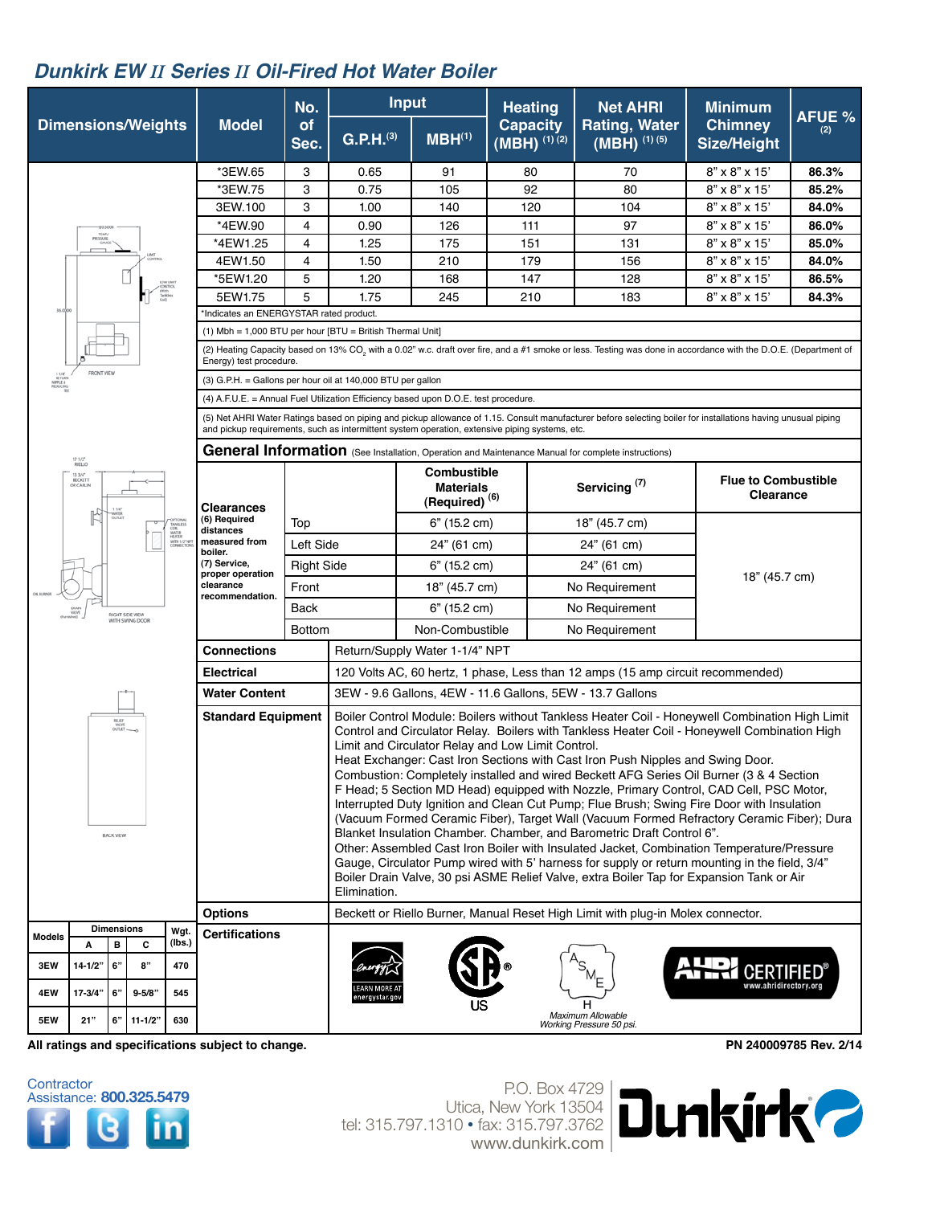## *Dunkirk EW II Series II Oil-Fired Hot Water Boiler*

| Model | No. of Sec. | Input G.P.H.[3] | Input MBH[1] | Heating Capacity (MBH) [1][2] | Net AHRI Rating, Water (MBH) [1][5] | Minimum Chimney Size/Height | AFUE % [2] |
|---|---|---|---|---|---|---|---|
| *3EW.65 | 3 | 0.65 | 91 | 80 | 70 | 8" x 8" x 15' | **86.3%** |
| *3EW.75 | 3 | 0.75 | 105 | 92 | 80 | 8" x 8" x 15' | **85.2%** |
| 3EW.100 | 3 | 1.00 | 140 | 120 | 104 | 8" x 8" x 15' | **84.0%** |
| *4EW.90 | 4 | 0.90 | 126 | 111 | 97 | 8" x 8" x 15' | **86.0%** |
| *4EW1.25 | 4 | 1.25 | 175 | 151 | 131 | 8" x 8" x 15' | **85.0%** |
| 4EW1.50 | 4 | 1.50 | 210 | 179 | 156 | 8" x 8" x 15' | **84.0%** |
| *5EW1.20 | 5 | 1.20 | 168 | 147 | 128 | 8" x 8" x 15' | **86.5%** |
| 5EW1.75 | 5 | 1.75 | 245 | 210 | 183 | 8" x 8" x 15' | **84.3%** |

*Indicates an ENERGYSTAR rated product.

(1) Mbh = 1,000 BTU per hour [BTU = British Thermal Unit]

(2) Heating Capacity based on 13% $CO_2$ with a 0.02" w.c. draft over fire, and a #1 smoke or less. Testing was done in accordance with the D.O.E. (Department of Energy) test procedure.

(3) G.P.H. = Gallons per hour oil at 140,000 BTU per gallon

(4) A.F.U.E. = Annual Fuel Utilization Efficiency based upon D.O.E. test procedure.

(5) Net AHRI Water Ratings based on piping and pickup allowance of 1.15. Consult manufacturer before selecting boiler for installations having unusual piping and pickup requirements, such as intermittent system operation, extensive piping systems, etc.

FRONT VIEW — TEMP/PRESSURE GAUGE, LIMIT CONTROL, LOW LIMIT CONTROL (With Tankless Coil), 36.0,00, 1-1/4" RETURN NIPPLE & REDUCING TEE

RIGHT SIDE VIEW WITH SWING DOOR — 17 1/2" RIELLO, 13 3/4" BECKETT OR CARLIN, 1-1/4" WATER OUTLET, OPTIONAL TANKLESS COIL WATER HEATER WITH 1/2" NPT CONNECTIONS, OIL BURNER, DRAIN VALVE (Furnished)

BACK VIEW — RELIEF VALVE OUTLET

## General Information (See Installation, Operation and Maintenance Manual for complete instructions)

| Clearances (6) Required distances measured from boiler. (7) Service, proper operation clearance recommendation. | | Combustible Materials (Required) [6] | Servicing [7] | Flue to Combustible Clearance |
|---|---|---|---|---|
| | Top | 6" (15.2 cm) | 18" (45.7 cm) | 18" (45.7 cm) |
| | Left Side | 24" (61 cm) | 24" (61 cm) | |
| | Right Side | 6" (15.2 cm) | 24" (61 cm) | |
| | Front | 18" (45.7 cm) | No Requirement | |
| | Back | 6" (15.2 cm) | No Requirement | |
| | Bottom | Non-Combustible | No Requirement | |

| | |
|---|---|
| **Connections** | Return/Supply Water 1-1/4" NPT |
| **Electrical** | 120 Volts AC, 60 hertz, 1 phase, Less than 12 amps (15 amp circuit recommended) |
| **Water Content** | 3EW - 9.6 Gallons, 4EW - 11.6 Gallons, 5EW - 13.7 Gallons |
| **Standard Equipment** | Boiler Control Module: Boilers without Tankless Heater Coil - Honeywell Combination High Limit Control and Circulator Relay. Boilers with Tankless Heater Coil - Honeywell Combination High Limit and Circulator Relay and Low Limit Control.<br>Heat Exchanger: Cast Iron Sections with Cast Iron Push Nipples and Swing Door.<br>Combustion: Completely installed and wired Beckett AFG Series Oil Burner (3 & 4 Section F Head; 5 Section MD Head) equipped with Nozzle, Primary Control, CAD Cell, PSC Motor, Interrupted Duty Ignition and Clean Cut Pump; Flue Brush; Swing Fire Door with Insulation (Vacuum Formed Ceramic Fiber), Target Wall (Vacuum Formed Refractory Ceramic Fiber); Dura Blanket Insulation Chamber. Chamber, and Barometric Draft Control 6".<br>Other: Assembled Cast Iron Boiler with Insulated Jacket, Combination Temperature/Pressure Gauge, Circulator Pump wired with 5' harness for supply or return mounting in the field, 3/4" Boiler Drain Valve, 30 psi ASME Relief Valve, extra Boiler Tap for Expansion Tank or Air Elimination. |
| **Options** | Beckett or Riello Burner, Manual Reset High Limit with plug-in Molex connector. |
| **Certifications** | energy star — LEARN MORE AT energystar.gov; CSA US; ASME H — *Maximum Allowable Working Pressure 50 psi.*; AHRI CERTIFIED® www.ahridirectory.org |

| Models | Dimensions A | Dimensions B | Dimensions C | Wgt. (lbs.) |
|---|---|---|---|---|
| 3EW | 14-1/2" | 6" | 8" | 470 |
| 4EW | 17-3/4" | 6" | 9-5/8" | 545 |
| 5EW | 21" | 6" | 11-1/2" | 630 |

**All ratings and specifications subject to change.**

**PN 240009785 Rev. 2/14**

Contractor Assistance: **800.325.5479**

P.O. Box 4729
Utica, New York 13504
tel: 315.797.1310 • fax: 315.797.3762
www.dunkirk.com

Dunkirk®